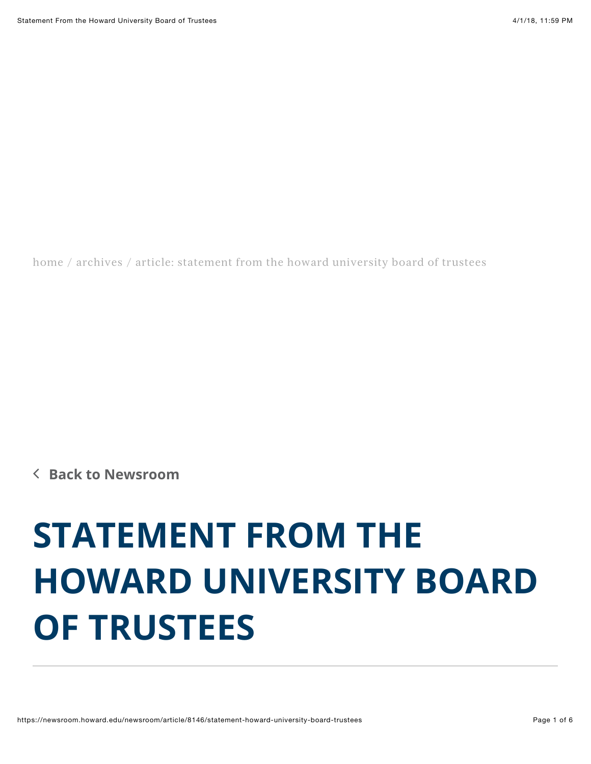home / archives / article: statement from the howard university board of trustees

‹ **Back to Newsroom**

# STATEMENT FROM THE HOWARD UNIVERSITY BOARD OF TRUSTEES

---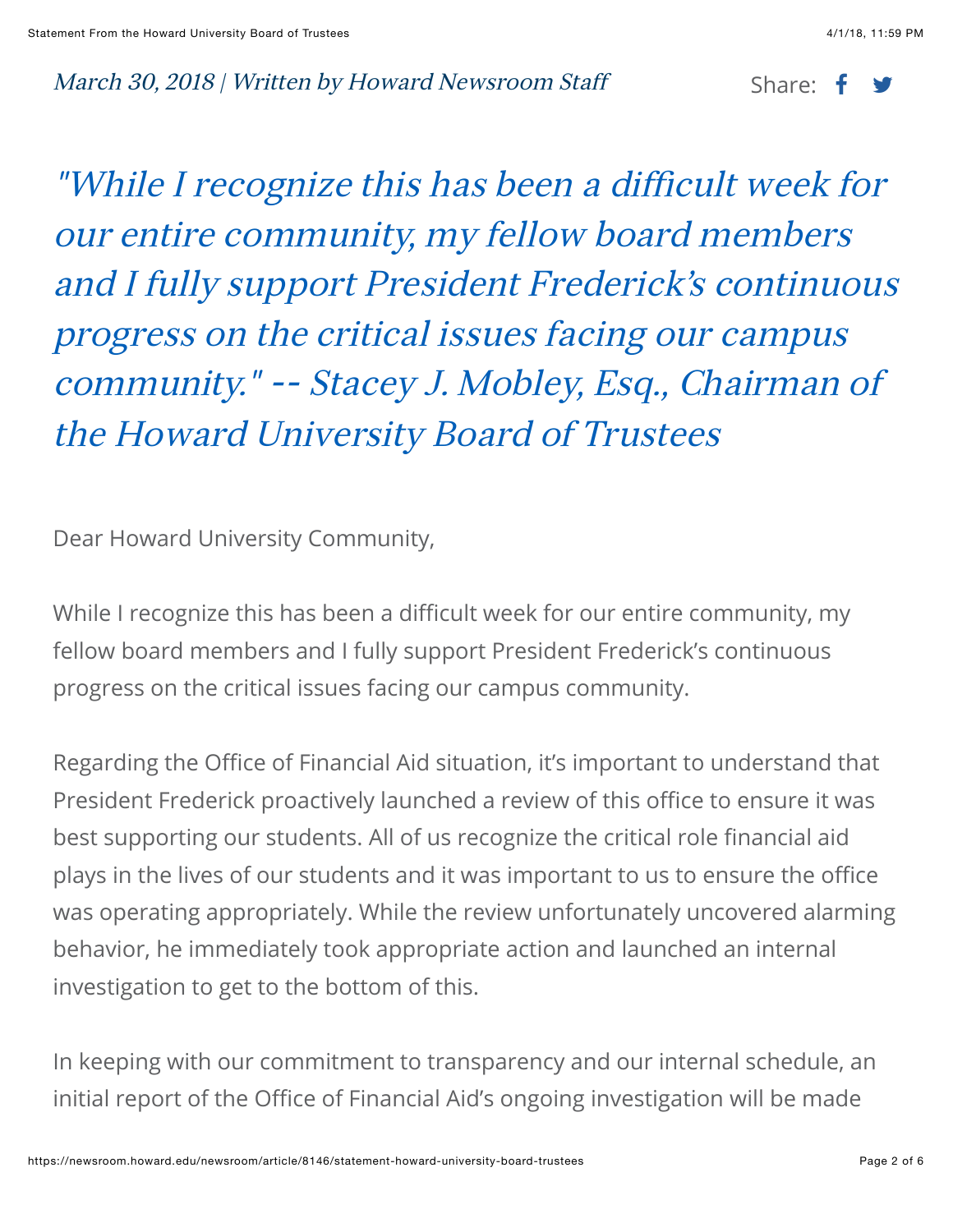*March 30, 2018 | Written by Howard Newsroom Staff*

Share:

*"While I recognize this has been a difficult week for our entire community, my fellow board members and I fully support President Frederick's continuous progress on the critical issues facing our campus community." -- Stacey J. Mobley, Esq., Chairman of the Howard University Board of Trustees*

Dear Howard University Community,

While I recognize this has been a difficult week for our entire community, my fellow board members and I fully support President Frederick's continuous progress on the critical issues facing our campus community.

Regarding the Office of Financial Aid situation, it's important to understand that President Frederick proactively launched a review of this office to ensure it was best supporting our students. All of us recognize the critical role financial aid plays in the lives of our students and it was important to us to ensure the office was operating appropriately. While the review unfortunately uncovered alarming behavior, he immediately took appropriate action and launched an internal investigation to get to the bottom of this.

In keeping with our commitment to transparency and our internal schedule, an initial report of the Office of Financial Aid's ongoing investigation will be made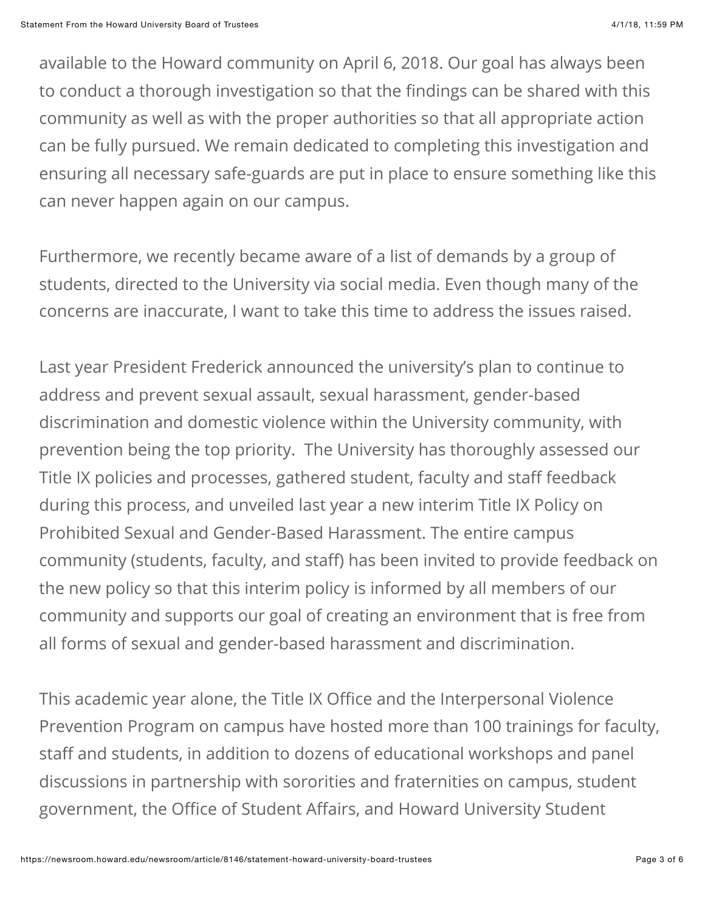available to the Howard community on April 6, 2018. Our goal has always been to conduct a thorough investigation so that the findings can be shared with this community as well as with the proper authorities so that all appropriate action can be fully pursued. We remain dedicated to completing this investigation and ensuring all necessary safe-guards are put in place to ensure something like this can never happen again on our campus.

Furthermore, we recently became aware of a list of demands by a group of students, directed to the University via social media. Even though many of the concerns are inaccurate, I want to take this time to address the issues raised.

Last year President Frederick announced the university's plan to continue to address and prevent sexual assault, sexual harassment, gender-based discrimination and domestic violence within the University community, with prevention being the top priority. The University has thoroughly assessed our Title IX policies and processes, gathered student, faculty and staff feedback during this process, and unveiled last year a new interim Title IX Policy on Prohibited Sexual and Gender-Based Harassment. The entire campus community (students, faculty, and staff) has been invited to provide feedback on the new policy so that this interim policy is informed by all members of our community and supports our goal of creating an environment that is free from all forms of sexual and gender-based harassment and discrimination.

This academic year alone, the Title IX Office and the Interpersonal Violence Prevention Program on campus have hosted more than 100 trainings for faculty, staff and students, in addition to dozens of educational workshops and panel discussions in partnership with sororities and fraternities on campus, student government, the Office of Student Affairs, and Howard University Student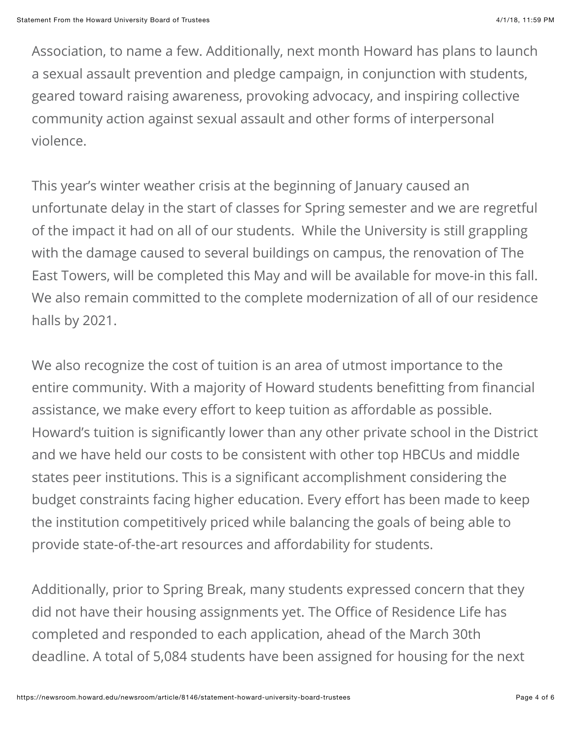Association, to name a few. Additionally, next month Howard has plans to launch a sexual assault prevention and pledge campaign, in conjunction with students, geared toward raising awareness, provoking advocacy, and inspiring collective community action against sexual assault and other forms of interpersonal violence.

This year's winter weather crisis at the beginning of January caused an unfortunate delay in the start of classes for Spring semester and we are regretful of the impact it had on all of our students. While the University is still grappling with the damage caused to several buildings on campus, the renovation of The East Towers, will be completed this May and will be available for move-in this fall. We also remain committed to the complete modernization of all of our residence halls by 2021.

We also recognize the cost of tuition is an area of utmost importance to the entire community. With a majority of Howard students benefitting from financial assistance, we make every effort to keep tuition as affordable as possible. Howard's tuition is significantly lower than any other private school in the District and we have held our costs to be consistent with other top HBCUs and middle states peer institutions. This is a significant accomplishment considering the budget constraints facing higher education. Every effort has been made to keep the institution competitively priced while balancing the goals of being able to provide state-of-the-art resources and affordability for students.

Additionally, prior to Spring Break, many students expressed concern that they did not have their housing assignments yet. The Office of Residence Life has completed and responded to each application, ahead of the March 30th deadline. A total of 5,084 students have been assigned for housing for the next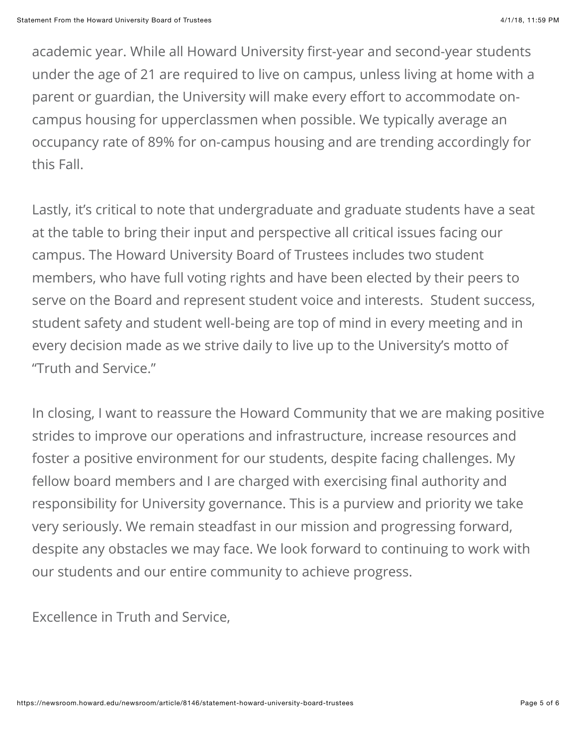academic year. While all Howard University first-year and second-year students under the age of 21 are required to live on campus, unless living at home with a parent or guardian, the University will make every effort to accommodate on-campus housing for upperclassmen when possible. We typically average an occupancy rate of 89% for on-campus housing and are trending accordingly for this Fall.

Lastly, it's critical to note that undergraduate and graduate students have a seat at the table to bring their input and perspective all critical issues facing our campus. The Howard University Board of Trustees includes two student members, who have full voting rights and have been elected by their peers to serve on the Board and represent student voice and interests. Student success, student safety and student well-being are top of mind in every meeting and in every decision made as we strive daily to live up to the University's motto of "Truth and Service."

In closing, I want to reassure the Howard Community that we are making positive strides to improve our operations and infrastructure, increase resources and foster a positive environment for our students, despite facing challenges. My fellow board members and I are charged with exercising final authority and responsibility for University governance. This is a purview and priority we take very seriously. We remain steadfast in our mission and progressing forward, despite any obstacles we may face. We look forward to continuing to work with our students and our entire community to achieve progress.

Excellence in Truth and Service,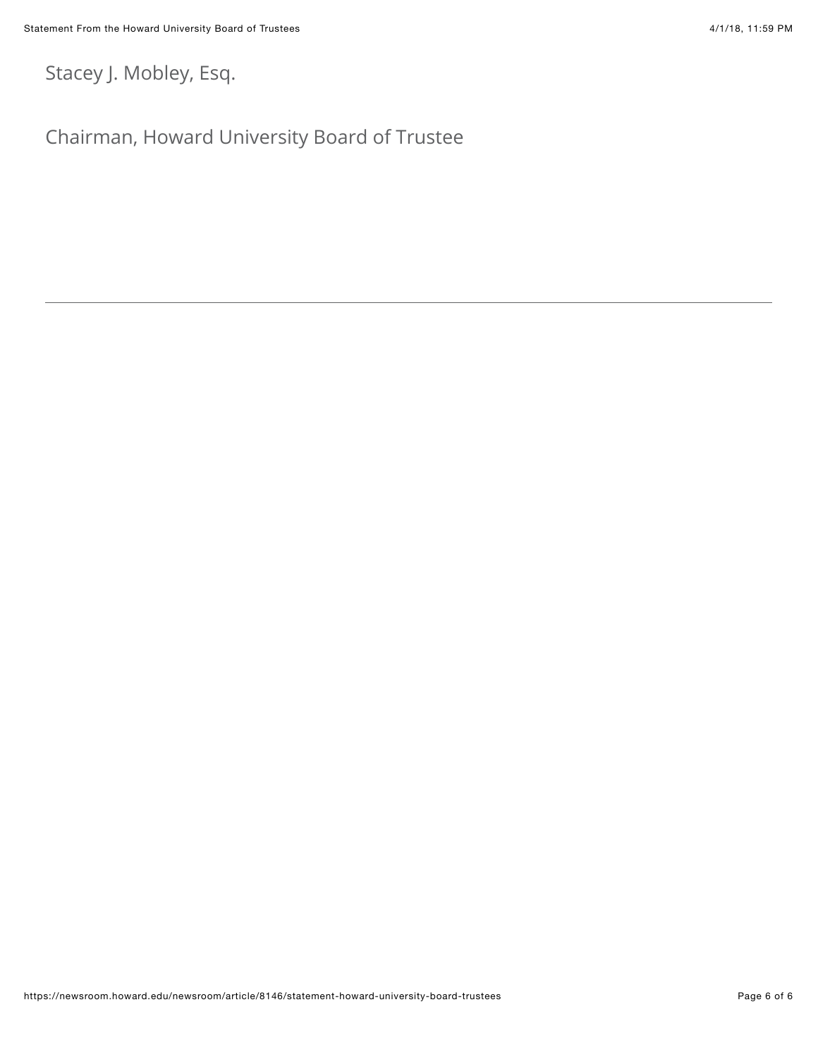Stacey J. Mobley, Esq.

Chairman, Howard University Board of Trustee

---